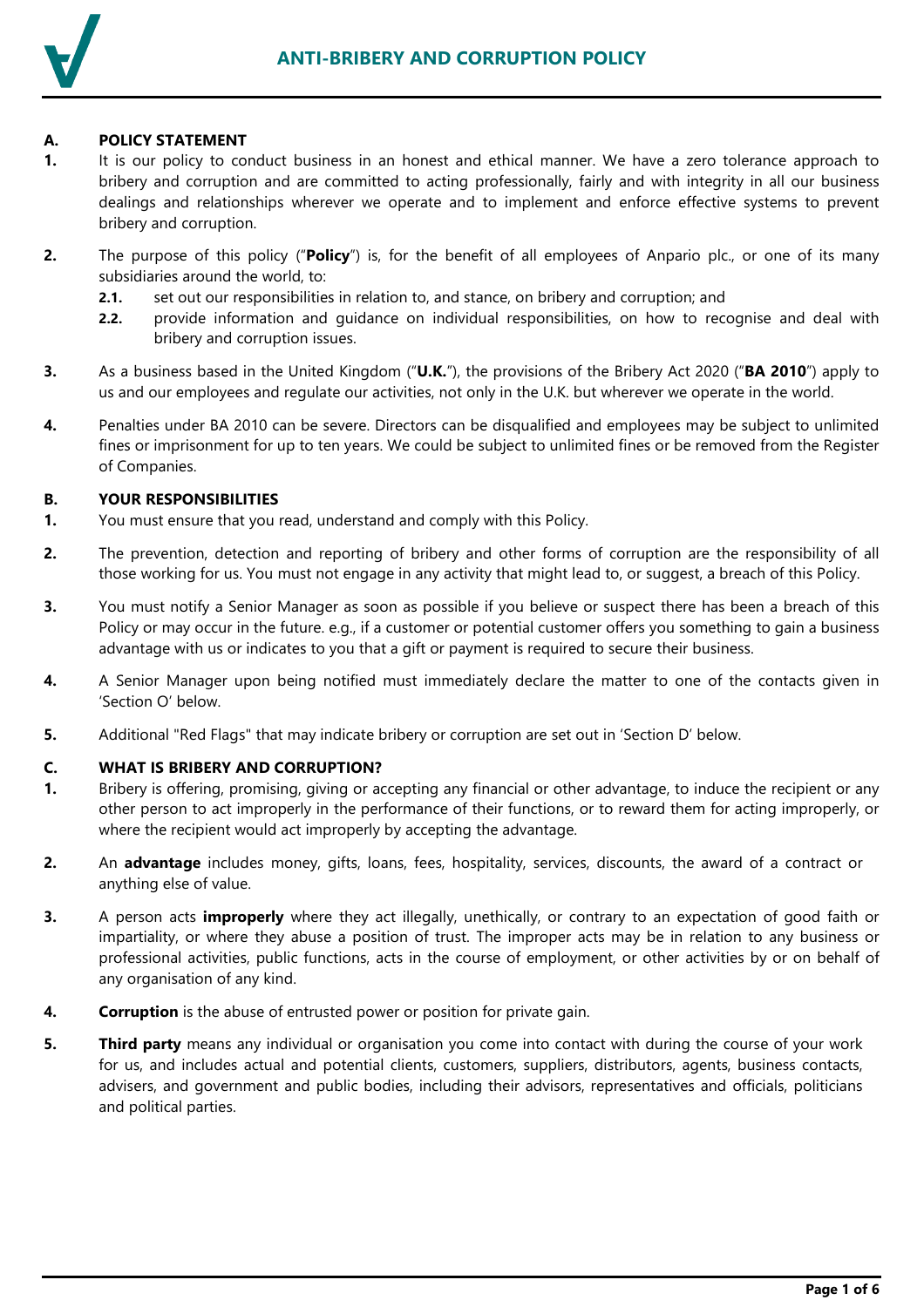# ANTI-BRIBERY AND CORRUPTION POLICY

## A. POLICY STATEMENT

**1.** It is our policy to conduct business in an honest and ethical manner. We have a zero tolerance approach to bribery and corruption and are committed to acting professionally, fairly and with integrity in all our business dealings and relationships wherever we operate and to implement and enforce effective systems to prevent bribery and corruption.

**2.** The purpose of this policy ("**Policy**") is, for the benefit of all employees of Anpario plc., or one of its many subsidiaries around the world, to:

- **2.1.** set out our responsibilities in relation to, and stance, on bribery and corruption; and
- **2.2.** provide information and guidance on individual responsibilities, on how to recognise and deal with bribery and corruption issues.

**3.** As a business based in the United Kingdom ("**U.K.**"), the provisions of the Bribery Act 2020 ("**BA 2010**") apply to us and our employees and regulate our activities, not only in the U.K. but wherever we operate in the world.

**4.** Penalties under BA 2010 can be severe. Directors can be disqualified and employees may be subject to unlimited fines or imprisonment for up to ten years. We could be subject to unlimited fines or be removed from the Register of Companies.

## B. YOUR RESPONSIBILITIES

**1.** You must ensure that you read, understand and comply with this Policy.

**2.** The prevention, detection and reporting of bribery and other forms of corruption are the responsibility of all those working for us. You must not engage in any activity that might lead to, or suggest, a breach of this Policy.

**3.** You must notify a Senior Manager as soon as possible if you believe or suspect there has been a breach of this Policy or may occur in the future. e.g., if a customer or potential customer offers you something to gain a business advantage with us or indicates to you that a gift or payment is required to secure their business.

**4.** A Senior Manager upon being notified must immediately declare the matter to one of the contacts given in 'Section O' below.

**5.** Additional "Red Flags" that may indicate bribery or corruption are set out in 'Section D' below.

## C. WHAT IS BRIBERY AND CORRUPTION?

**1.** Bribery is offering, promising, giving or accepting any financial or other advantage, to induce the recipient or any other person to act improperly in the performance of their functions, or to reward them for acting improperly, or where the recipient would act improperly by accepting the advantage.

**2.** An **advantage** includes money, gifts, loans, fees, hospitality, services, discounts, the award of a contract or anything else of value.

**3.** A person acts **improperly** where they act illegally, unethically, or contrary to an expectation of good faith or impartiality, or where they abuse a position of trust. The improper acts may be in relation to any business or professional activities, public functions, acts in the course of employment, or other activities by or on behalf of any organisation of any kind.

**4.** **Corruption** is the abuse of entrusted power or position for private gain.

**5.** **Third party** means any individual or organisation you come into contact with during the course of your work for us, and includes actual and potential clients, customers, suppliers, distributors, agents, business contacts, advisers, and government and public bodies, including their advisors, representatives and officials, politicians and political parties.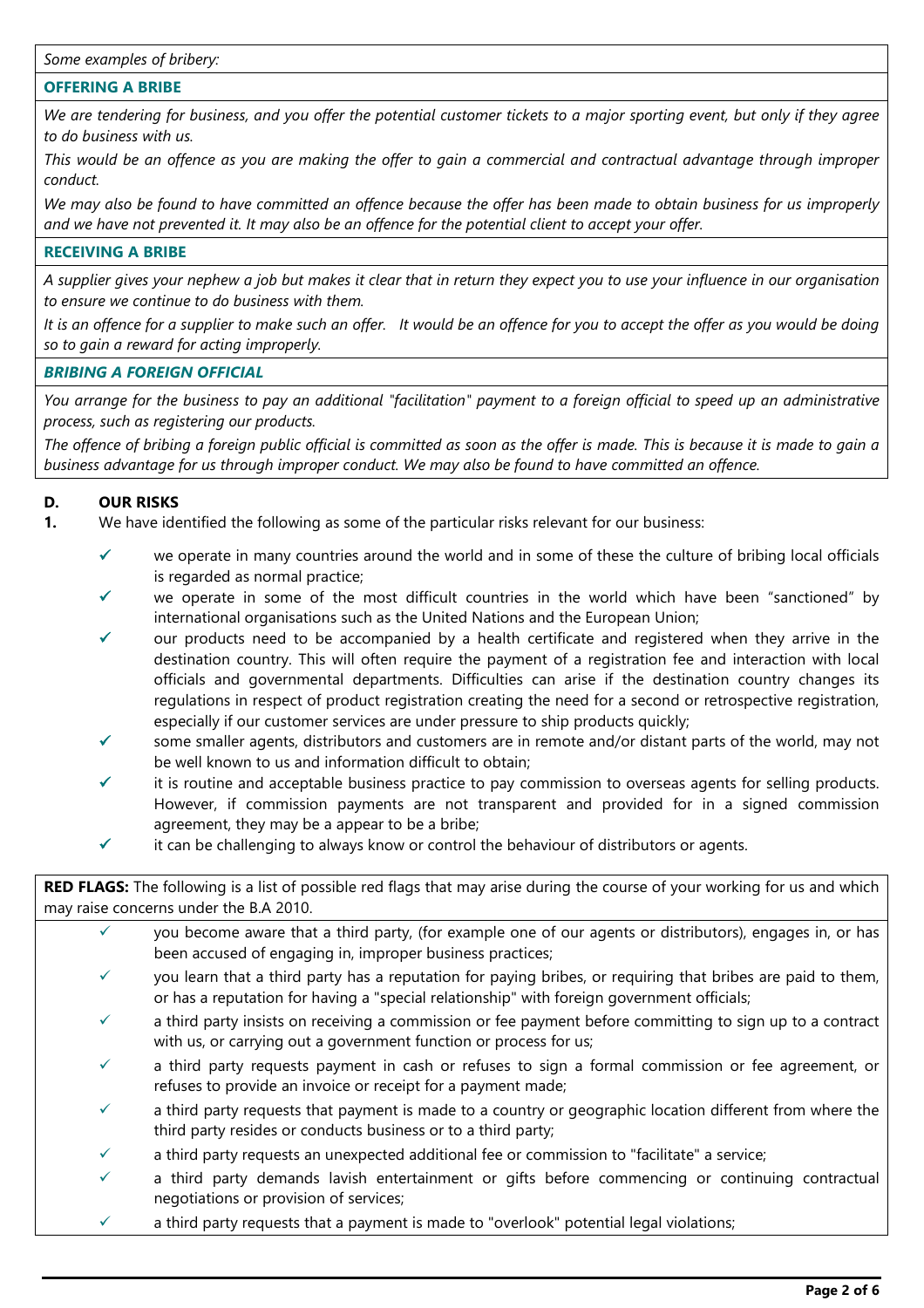*Some examples of bribery:*

**OFFERING A BRIBE**

*We are tendering for business, and you offer the potential customer tickets to a major sporting event, but only if they agree to do business with us.*

*This would be an offence as you are making the offer to gain a commercial and contractual advantage through improper conduct.*

*We may also be found to have committed an offence because the offer has been made to obtain business for us improperly and we have not prevented it. It may also be an offence for the potential client to accept your offer.*

**RECEIVING A BRIBE**

*A supplier gives your nephew a job but makes it clear that in return they expect you to use your influence in our organisation to ensure we continue to do business with them.*

*It is an offence for a supplier to make such an offer. It would be an offence for you to accept the offer as you would be doing so to gain a reward for acting improperly.*

***BRIBING A FOREIGN OFFICIAL***

*You arrange for the business to pay an additional "facilitation" payment to a foreign official to speed up an administrative process, such as registering our products.*

*The offence of bribing a foreign public official is committed as soon as the offer is made. This is because it is made to gain a business advantage for us through improper conduct. We may also be found to have committed an offence.*

## D. OUR RISKS

**1.** We have identified the following as some of the particular risks relevant for our business:

- ✓ we operate in many countries around the world and in some of these the culture of bribing local officials is regarded as normal practice;
- ✓ we operate in some of the most difficult countries in the world which have been "sanctioned" by international organisations such as the United Nations and the European Union;
- ✓ our products need to be accompanied by a health certificate and registered when they arrive in the destination country. This will often require the payment of a registration fee and interaction with local officials and governmental departments. Difficulties can arise if the destination country changes its regulations in respect of product registration creating the need for a second or retrospective registration, especially if our customer services are under pressure to ship products quickly;
- ✓ some smaller agents, distributors and customers are in remote and/or distant parts of the world, may not be well known to us and information difficult to obtain;
- ✓ it is routine and acceptable business practice to pay commission to overseas agents for selling products. However, if commission payments are not transparent and provided for in a signed commission agreement, they may be a appear to be a bribe;
- ✓ it can be challenging to always know or control the behaviour of distributors or agents.

**RED FLAGS:** The following is a list of possible red flags that may arise during the course of your working for us and which may raise concerns under the B.A 2010.

- ✓ you become aware that a third party, (for example one of our agents or distributors), engages in, or has been accused of engaging in, improper business practices;
- ✓ you learn that a third party has a reputation for paying bribes, or requiring that bribes are paid to them, or has a reputation for having a "special relationship" with foreign government officials;
- ✓ a third party insists on receiving a commission or fee payment before committing to sign up to a contract with us, or carrying out a government function or process for us;
- ✓ a third party requests payment in cash or refuses to sign a formal commission or fee agreement, or refuses to provide an invoice or receipt for a payment made;
- ✓ a third party requests that payment is made to a country or geographic location different from where the third party resides or conducts business or to a third party;
- ✓ a third party requests an unexpected additional fee or commission to "facilitate" a service;
- ✓ a third party demands lavish entertainment or gifts before commencing or continuing contractual negotiations or provision of services;
- ✓ a third party requests that a payment is made to "overlook" potential legal violations;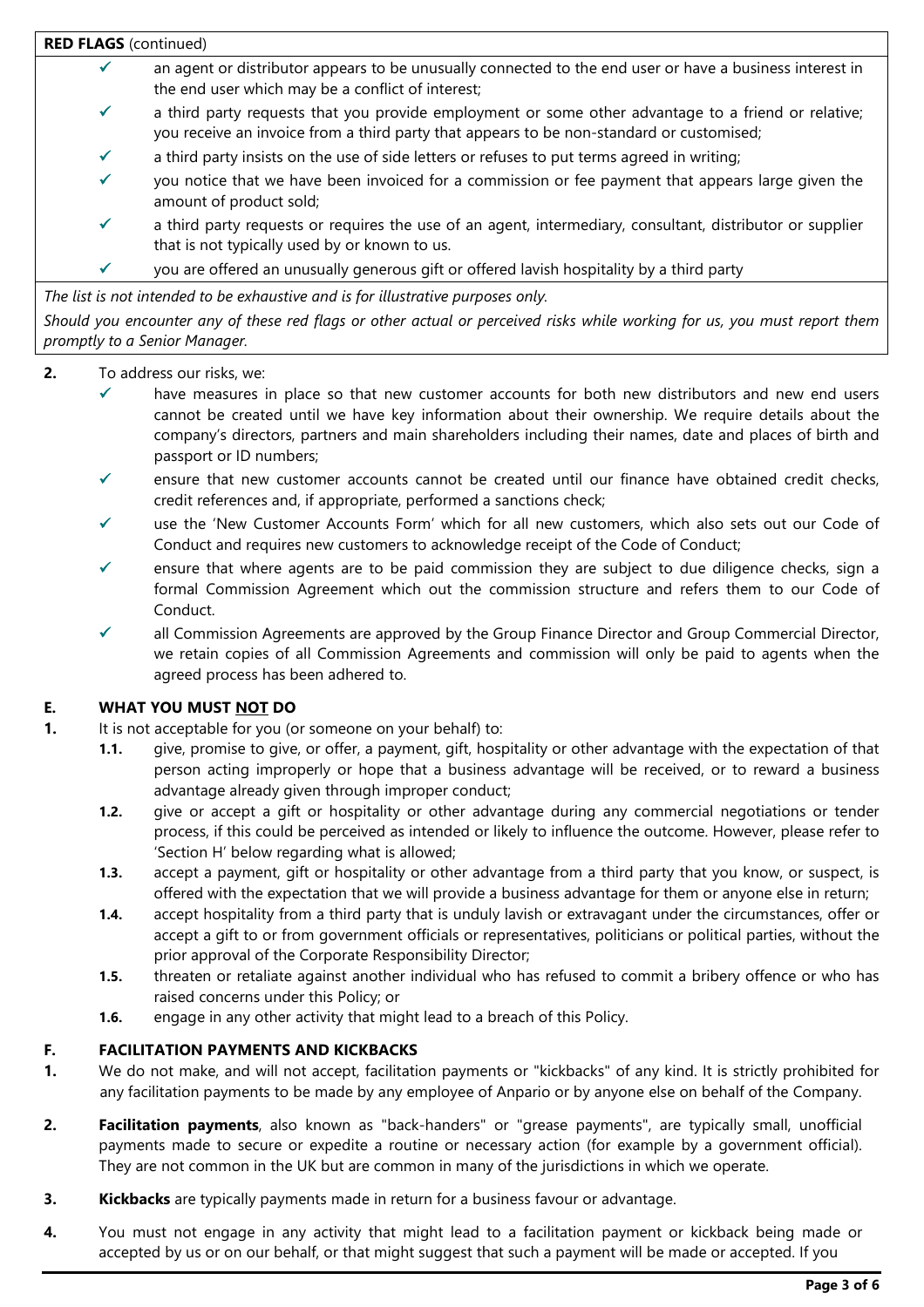**RED FLAGS** (continued)

- ✓ an agent or distributor appears to be unusually connected to the end user or have a business interest in the end user which may be a conflict of interest;
- ✓ a third party requests that you provide employment or some other advantage to a friend or relative; you receive an invoice from a third party that appears to be non-standard or customised;
- ✓ a third party insists on the use of side letters or refuses to put terms agreed in writing;
- ✓ you notice that we have been invoiced for a commission or fee payment that appears large given the amount of product sold;
- ✓ a third party requests or requires the use of an agent, intermediary, consultant, distributor or supplier that is not typically used by or known to us.
- ✓ you are offered an unusually generous gift or offered lavish hospitality by a third party

*The list is not intended to be exhaustive and is for illustrative purposes only.*

*Should you encounter any of these red flags or other actual or perceived risks while working for us, you must report them promptly to a Senior Manager.*

**2.** To address our risks, we:

- ✓ have measures in place so that new customer accounts for both new distributors and new end users cannot be created until we have key information about their ownership. We require details about the company's directors, partners and main shareholders including their names, date and places of birth and passport or ID numbers;
- ✓ ensure that new customer accounts cannot be created until our finance have obtained credit checks, credit references and, if appropriate, performed a sanctions check;
- ✓ use the 'New Customer Accounts Form' which for all new customers, which also sets out our Code of Conduct and requires new customers to acknowledge receipt of the Code of Conduct;
- ✓ ensure that where agents are to be paid commission they are subject to due diligence checks, sign a formal Commission Agreement which out the commission structure and refers them to our Code of Conduct.
- ✓ all Commission Agreements are approved by the Group Finance Director and Group Commercial Director, we retain copies of all Commission Agreements and commission will only be paid to agents when the agreed process has been adhered to.

## E. WHAT YOU MUST NOT DO

**1.** It is not acceptable for you (or someone on your behalf) to:

**1.1.** give, promise to give, or offer, a payment, gift, hospitality or other advantage with the expectation of that person acting improperly or hope that a business advantage will be received, or to reward a business advantage already given through improper conduct;

**1.2.** give or accept a gift or hospitality or other advantage during any commercial negotiations or tender process, if this could be perceived as intended or likely to influence the outcome. However, please refer to 'Section H' below regarding what is allowed;

**1.3.** accept a payment, gift or hospitality or other advantage from a third party that you know, or suspect, is offered with the expectation that we will provide a business advantage for them or anyone else in return;

**1.4.** accept hospitality from a third party that is unduly lavish or extravagant under the circumstances, offer or accept a gift to or from government officials or representatives, politicians or political parties, without the prior approval of the Corporate Responsibility Director;

**1.5.** threaten or retaliate against another individual who has refused to commit a bribery offence or who has raised concerns under this Policy; or

**1.6.** engage in any other activity that might lead to a breach of this Policy.

## F. FACILITATION PAYMENTS AND KICKBACKS

**1.** We do not make, and will not accept, facilitation payments or "kickbacks" of any kind. It is strictly prohibited for any facilitation payments to be made by any employee of Anpario or by anyone else on behalf of the Company.

**2.** **Facilitation payments**, also known as "back-handers" or "grease payments", are typically small, unofficial payments made to secure or expedite a routine or necessary action (for example by a government official). They are not common in the UK but are common in many of the jurisdictions in which we operate.

**3.** **Kickbacks** are typically payments made in return for a business favour or advantage.

**4.** You must not engage in any activity that might lead to a facilitation payment or kickback being made or accepted by us or on our behalf, or that might suggest that such a payment will be made or accepted. If you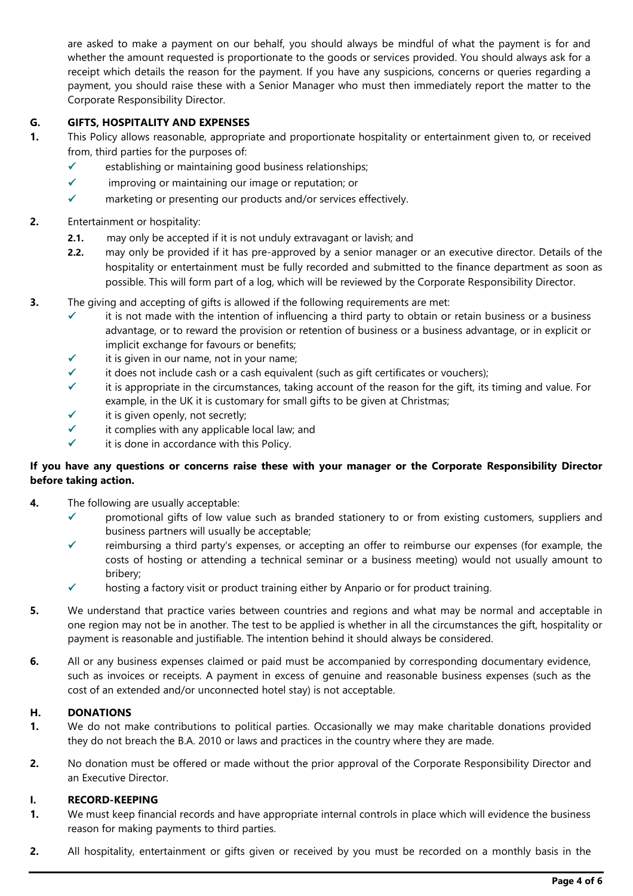are asked to make a payment on our behalf, you should always be mindful of what the payment is for and whether the amount requested is proportionate to the goods or services provided. You should always ask for a receipt which details the reason for the payment. If you have any suspicions, concerns or queries regarding a payment, you should raise these with a Senior Manager who must then immediately report the matter to the Corporate Responsibility Director.

## G. GIFTS, HOSPITALITY AND EXPENSES

**1.** This Policy allows reasonable, appropriate and proportionate hospitality or entertainment given to, or received from, third parties for the purposes of:

- ✓ establishing or maintaining good business relationships;
- ✓ improving or maintaining our image or reputation; or
- ✓ marketing or presenting our products and/or services effectively.

**2.** Entertainment or hospitality:

**2.1.** may only be accepted if it is not unduly extravagant or lavish; and

**2.2.** may only be provided if it has pre-approved by a senior manager or an executive director. Details of the hospitality or entertainment must be fully recorded and submitted to the finance department as soon as possible. This will form part of a log, which will be reviewed by the Corporate Responsibility Director.

**3.** The giving and accepting of gifts is allowed if the following requirements are met:

- ✓ it is not made with the intention of influencing a third party to obtain or retain business or a business advantage, or to reward the provision or retention of business or a business advantage, or in explicit or implicit exchange for favours or benefits;
- ✓ it is given in our name, not in your name;
- ✓ it does not include cash or a cash equivalent (such as gift certificates or vouchers);
- ✓ it is appropriate in the circumstances, taking account of the reason for the gift, its timing and value. For example, in the UK it is customary for small gifts to be given at Christmas;
- ✓ it is given openly, not secretly;
- ✓ it complies with any applicable local law; and
- ✓ it is done in accordance with this Policy.

**If you have any questions or concerns raise these with your manager or the Corporate Responsibility Director before taking action.**

**4.** The following are usually acceptable:

- ✓ promotional gifts of low value such as branded stationery to or from existing customers, suppliers and business partners will usually be acceptable;
- ✓ reimbursing a third party's expenses, or accepting an offer to reimburse our expenses (for example, the costs of hosting or attending a technical seminar or a business meeting) would not usually amount to bribery;
- ✓ hosting a factory visit or product training either by Anpario or for product training.

**5.** We understand that practice varies between countries and regions and what may be normal and acceptable in one region may not be in another. The test to be applied is whether in all the circumstances the gift, hospitality or payment is reasonable and justifiable. The intention behind it should always be considered.

**6.** All or any business expenses claimed or paid must be accompanied by corresponding documentary evidence, such as invoices or receipts. A payment in excess of genuine and reasonable business expenses (such as the cost of an extended and/or unconnected hotel stay) is not acceptable.

## H. DONATIONS

**1.** We do not make contributions to political parties. Occasionally we may make charitable donations provided they do not breach the B.A. 2010 or laws and practices in the country where they are made.

**2.** No donation must be offered or made without the prior approval of the Corporate Responsibility Director and an Executive Director.

## I. RECORD-KEEPING

**1.** We must keep financial records and have appropriate internal controls in place which will evidence the business reason for making payments to third parties.

**2.** All hospitality, entertainment or gifts given or received by you must be recorded on a monthly basis in the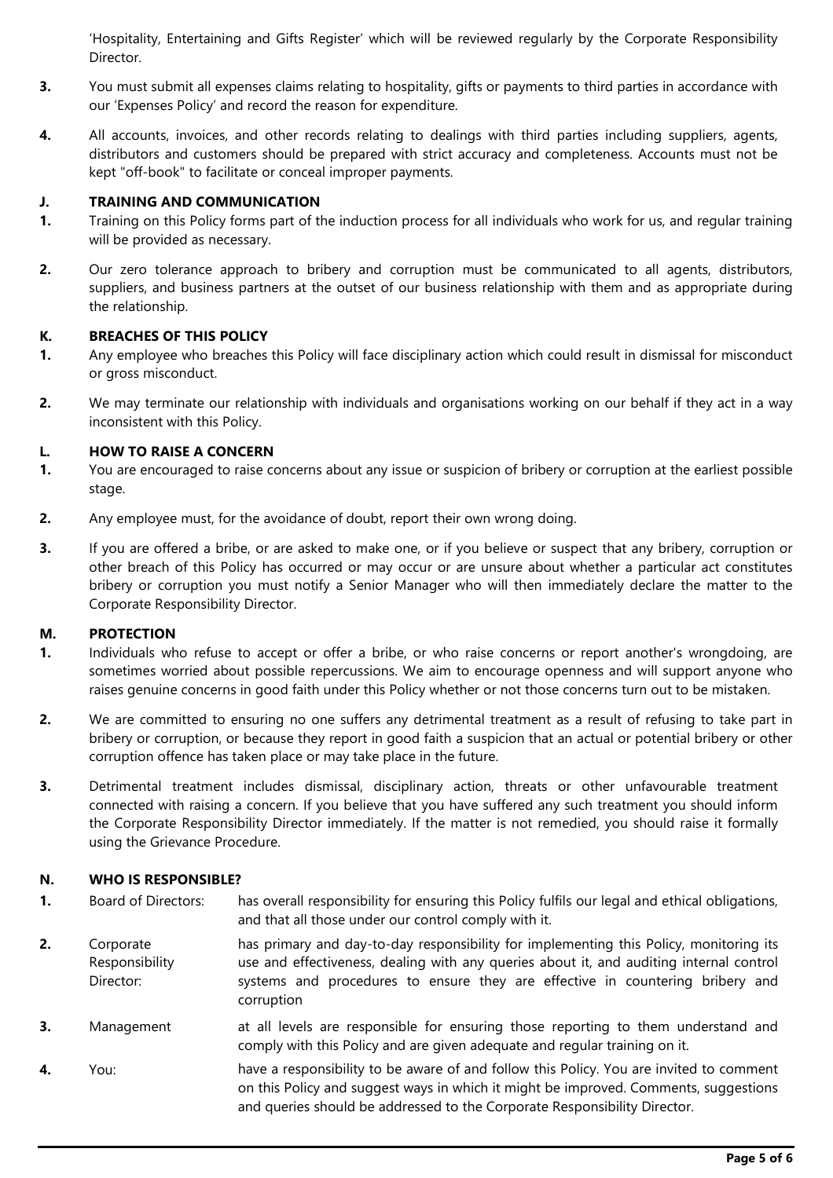'Hospitality, Entertaining and Gifts Register' which will be reviewed regularly by the Corporate Responsibility Director.

**3.** You must submit all expenses claims relating to hospitality, gifts or payments to third parties in accordance with our 'Expenses Policy' and record the reason for expenditure.

**4.** All accounts, invoices, and other records relating to dealings with third parties including suppliers, agents, distributors and customers should be prepared with strict accuracy and completeness. Accounts must not be kept "off-book" to facilitate or conceal improper payments.

## J. TRAINING AND COMMUNICATION

**1.** Training on this Policy forms part of the induction process for all individuals who work for us, and regular training will be provided as necessary.

**2.** Our zero tolerance approach to bribery and corruption must be communicated to all agents, distributors, suppliers, and business partners at the outset of our business relationship with them and as appropriate during the relationship.

## K. BREACHES OF THIS POLICY

**1.** Any employee who breaches this Policy will face disciplinary action which could result in dismissal for misconduct or gross misconduct.

**2.** We may terminate our relationship with individuals and organisations working on our behalf if they act in a way inconsistent with this Policy.

## L. HOW TO RAISE A CONCERN

**1.** You are encouraged to raise concerns about any issue or suspicion of bribery or corruption at the earliest possible stage.

**2.** Any employee must, for the avoidance of doubt, report their own wrong doing.

**3.** If you are offered a bribe, or are asked to make one, or if you believe or suspect that any bribery, corruption or other breach of this Policy has occurred or may occur or are unsure about whether a particular act constitutes bribery or corruption you must notify a Senior Manager who will then immediately declare the matter to the Corporate Responsibility Director.

## M. PROTECTION

**1.** Individuals who refuse to accept or offer a bribe, or who raise concerns or report another's wrongdoing, are sometimes worried about possible repercussions. We aim to encourage openness and will support anyone who raises genuine concerns in good faith under this Policy whether or not those concerns turn out to be mistaken.

**2.** We are committed to ensuring no one suffers any detrimental treatment as a result of refusing to take part in bribery or corruption, or because they report in good faith a suspicion that an actual or potential bribery or other corruption offence has taken place or may take place in the future.

**3.** Detrimental treatment includes dismissal, disciplinary action, threats or other unfavourable treatment connected with raising a concern. If you believe that you have suffered any such treatment you should inform the Corporate Responsibility Director immediately. If the matter is not remedied, you should raise it formally using the Grievance Procedure.

## N. WHO IS RESPONSIBLE?

**1.** Board of Directors: has overall responsibility for ensuring this Policy fulfils our legal and ethical obligations, and that all those under our control comply with it.

**2.** Corporate Responsibility Director: has primary and day-to-day responsibility for implementing this Policy, monitoring its use and effectiveness, dealing with any queries about it, and auditing internal control systems and procedures to ensure they are effective in countering bribery and corruption

**3.** Management at all levels are responsible for ensuring those reporting to them understand and comply with this Policy and are given adequate and regular training on it.

**4.** You: have a responsibility to be aware of and follow this Policy. You are invited to comment on this Policy and suggest ways in which it might be improved. Comments, suggestions and queries should be addressed to the Corporate Responsibility Director.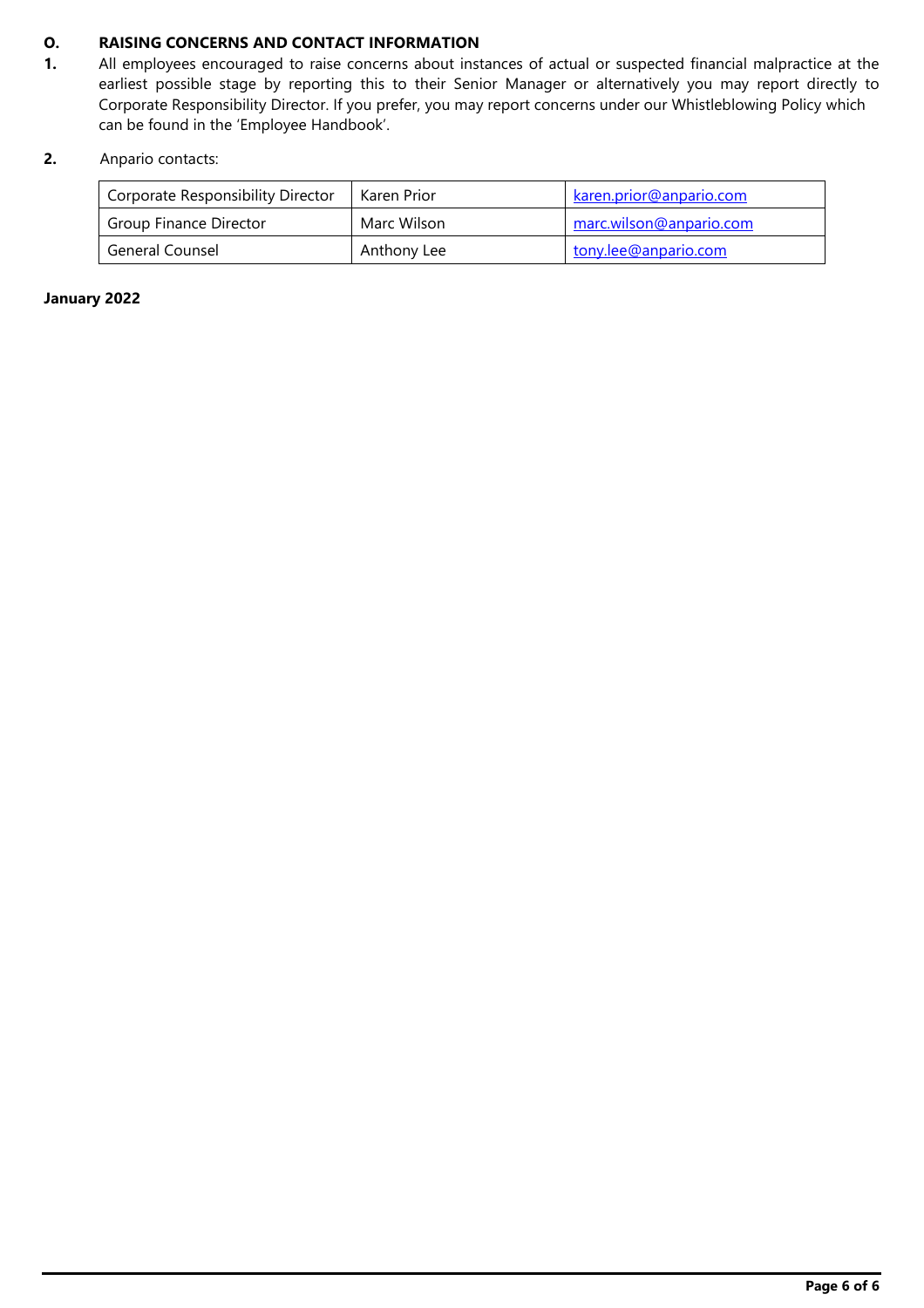## O. RAISING CONCERNS AND CONTACT INFORMATION

**1.** All employees encouraged to raise concerns about instances of actual or suspected financial malpractice at the earliest possible stage by reporting this to their Senior Manager or alternatively you may report directly to Corporate Responsibility Director. If you prefer, you may report concerns under our Whistleblowing Policy which can be found in the 'Employee Handbook'.

**2.** Anpario contacts:

| | | |
|---|---|---|
| Corporate Responsibility Director | Karen Prior | karen.prior@anpario.com |
| Group Finance Director | Marc Wilson | marc.wilson@anpario.com |
| General Counsel | Anthony Lee | tony.lee@anpario.com |

**January 2022**